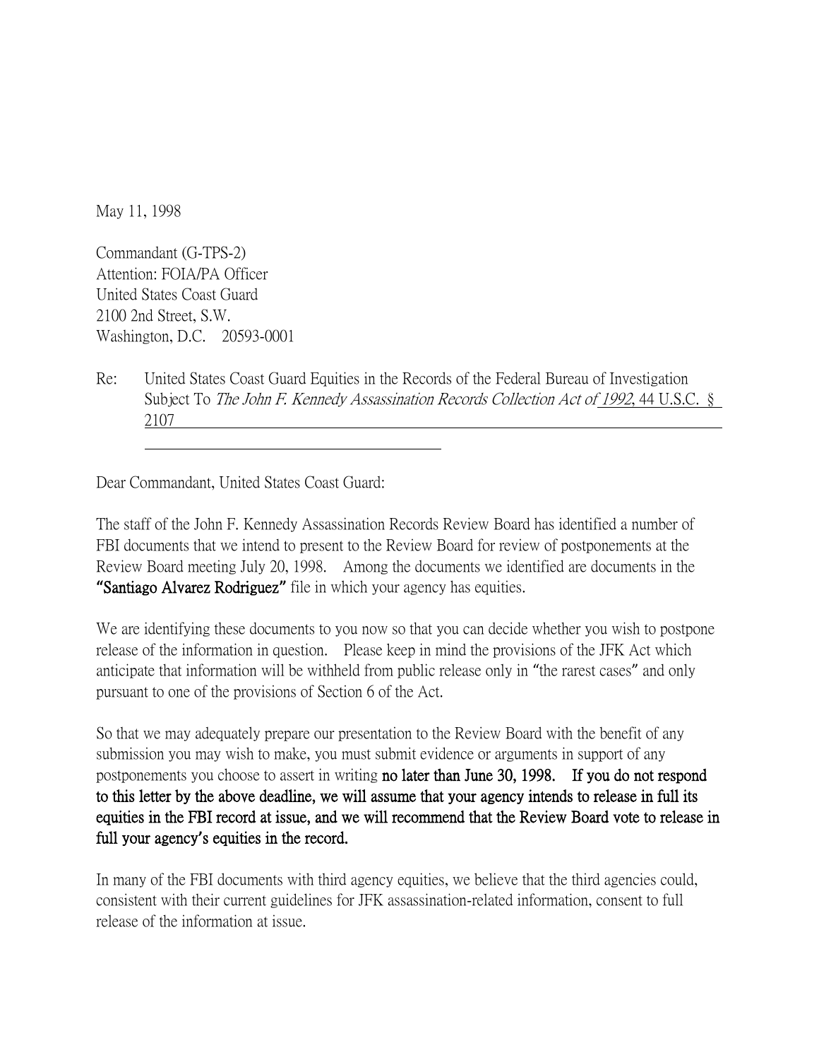May 11, 1998

Commandant (G-TPS-2)
Attention: FOIA/PA Officer
United States Coast Guard
2100 2nd Street, S.W.
Washington, D.C. 20593-0001

Re: United States Coast Guard Equities in the Records of the Federal Bureau of Investigation Subject To *The John F. Kennedy Assassination Records Collection Act of 1992*, 44 U.S.C. § 2107

Dear Commandant, United States Coast Guard:

The staff of the John F. Kennedy Assassination Records Review Board has identified a number of FBI documents that we intend to present to the Review Board for review of postponements at the Review Board meeting July 20, 1998. Among the documents we identified are documents in the **"Santiago Alvarez Rodriguez"** file in which your agency has equities.

We are identifying these documents to you now so that you can decide whether you wish to postpone release of the information in question. Please keep in mind the provisions of the JFK Act which anticipate that information will be withheld from public release only in "the rarest cases" and only pursuant to one of the provisions of Section 6 of the Act.

So that we may adequately prepare our presentation to the Review Board with the benefit of any submission you may wish to make, you must submit evidence or arguments in support of any postponements you choose to assert in writing **no later than June 30, 1998. If you do not respond to this letter by the above deadline, we will assume that your agency intends to release in full its equities in the FBI record at issue, and we will recommend that the Review Board vote to release in full your agency's equities in the record.**

In many of the FBI documents with third agency equities, we believe that the third agencies could, consistent with their current guidelines for JFK assassination-related information, consent to full release of the information at issue.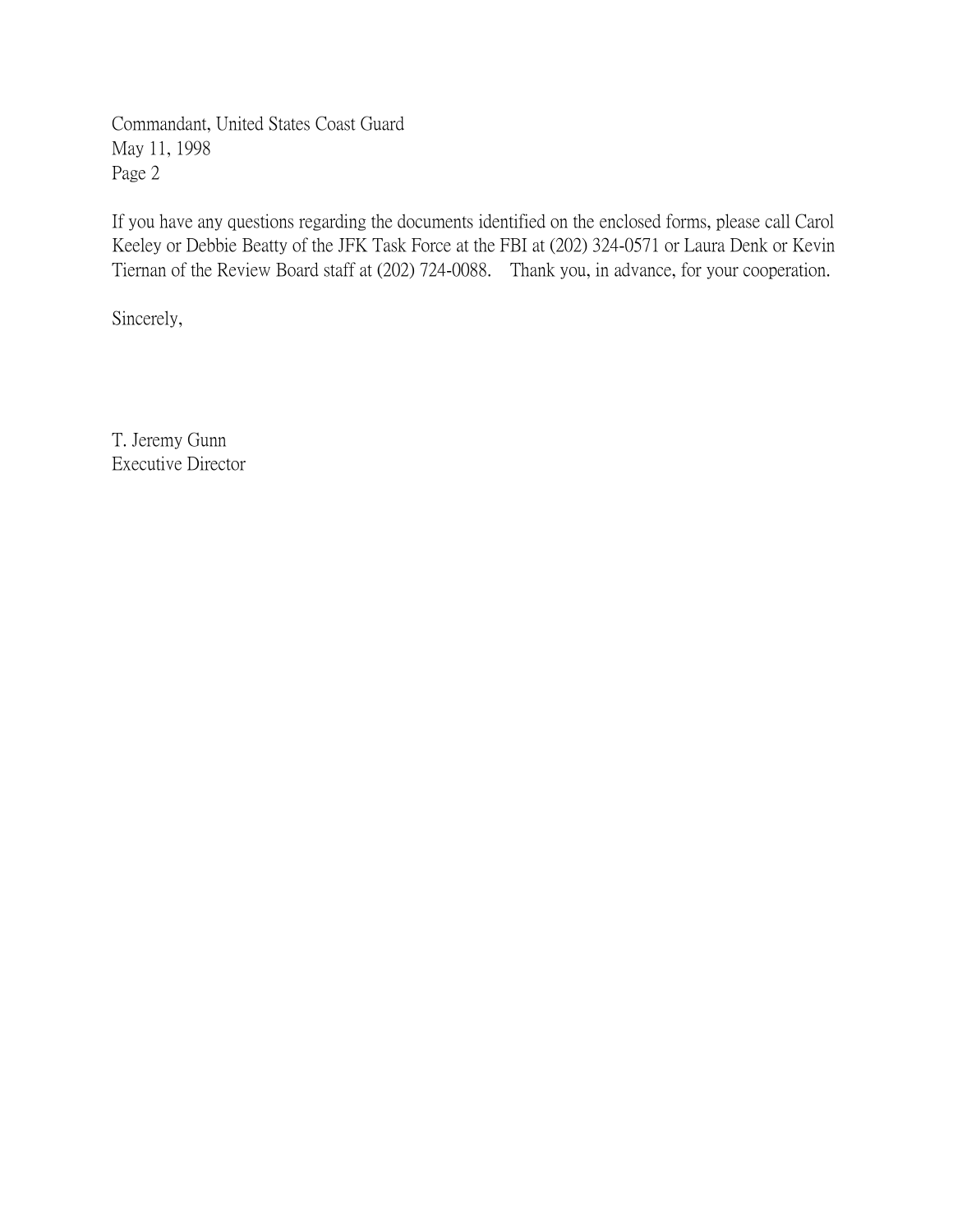Commandant, United States Coast Guard
May 11, 1998

If you have any questions regarding the documents identified on the enclosed forms, please call Carol Keeley or Debbie Beatty of the JFK Task Force at the FBI at (202) 324-0571 or Laura Denk or Kevin Tiernan of the Review Board staff at (202) 724-0088. Thank you, in advance, for your cooperation.

Sincerely,

T. Jeremy Gunn
Executive Director